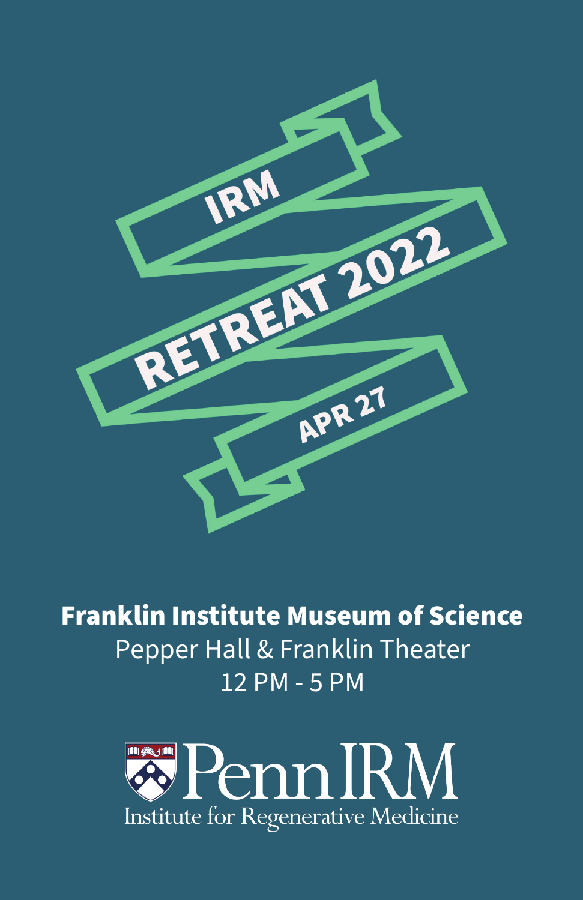# IRM RETREAT 2022

APR 27

**Franklin Institute Museum of Science**

Pepper Hall & Franklin Theater

12 PM - 5 PM

Penn IRM

Institute for Regenerative Medicine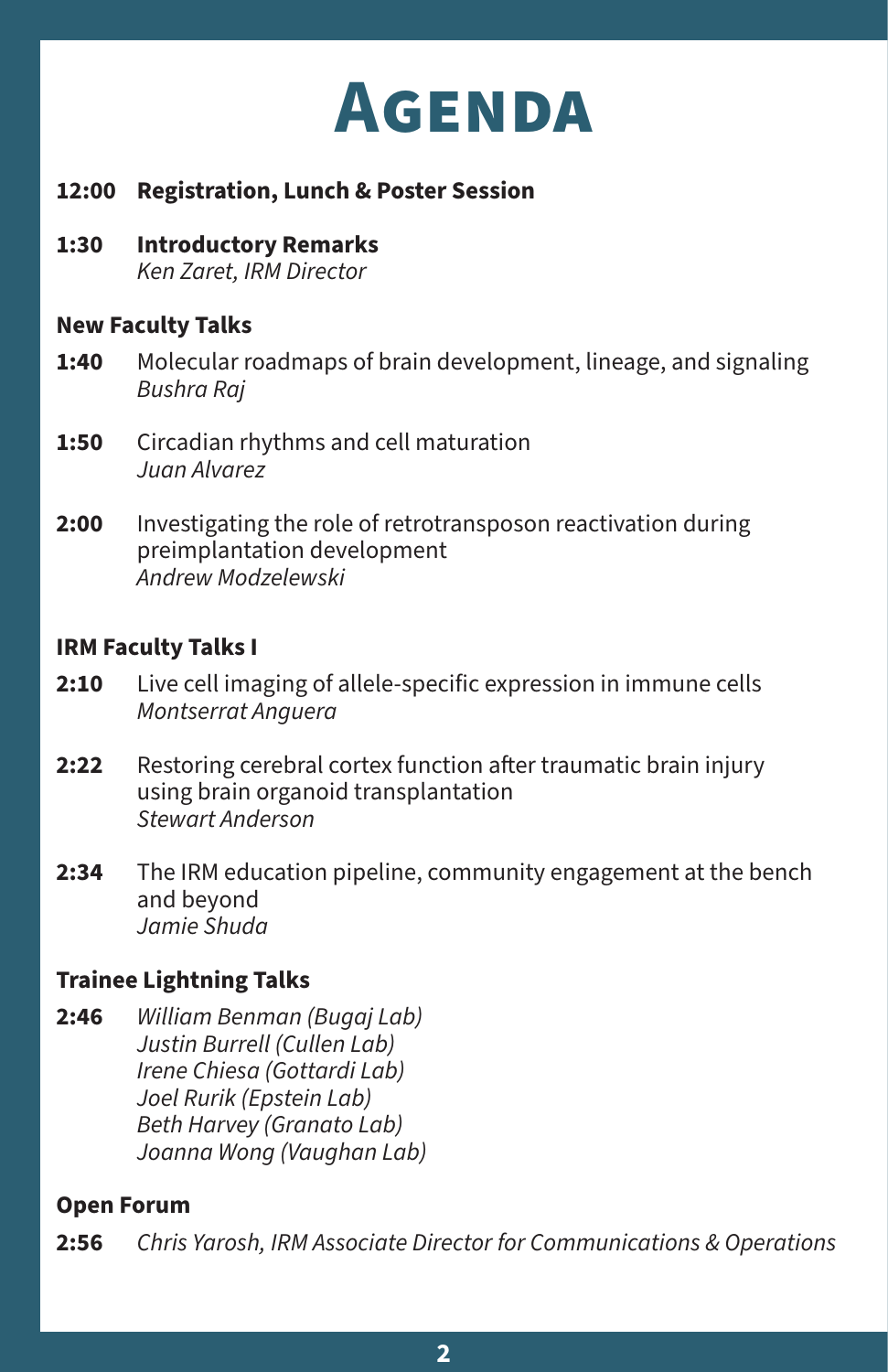# Agenda

**12:00 Registration, Lunch & Poster Session**

**1:30 Introductory Remarks**
*Ken Zaret, IRM Director*

### New Faculty Talks

**1:40** Molecular roadmaps of brain development, lineage, and signaling
*Bushra Raj*

**1:50** Circadian rhythms and cell maturation
*Juan Alvarez*

**2:00** Investigating the role of retrotransposon reactivation during preimplantation development
*Andrew Modzelewski*

### IRM Faculty Talks I

**2:10** Live cell imaging of allele-specific expression in immune cells
*Montserrat Anguera*

**2:22** Restoring cerebral cortex function after traumatic brain injury using brain organoid transplantation
*Stewart Anderson*

**2:34** The IRM education pipeline, community engagement at the bench and beyond
*Jamie Shuda*

### Trainee Lightning Talks

**2:46** *William Benman (Bugaj Lab)*
*Justin Burrell (Cullen Lab)*
*Irene Chiesa (Gottardi Lab)*
*Joel Rurik (Epstein Lab)*
*Beth Harvey (Granato Lab)*
*Joanna Wong (Vaughan Lab)*

### Open Forum

**2:56** *Chris Yarosh, IRM Associate Director for Communications & Operations*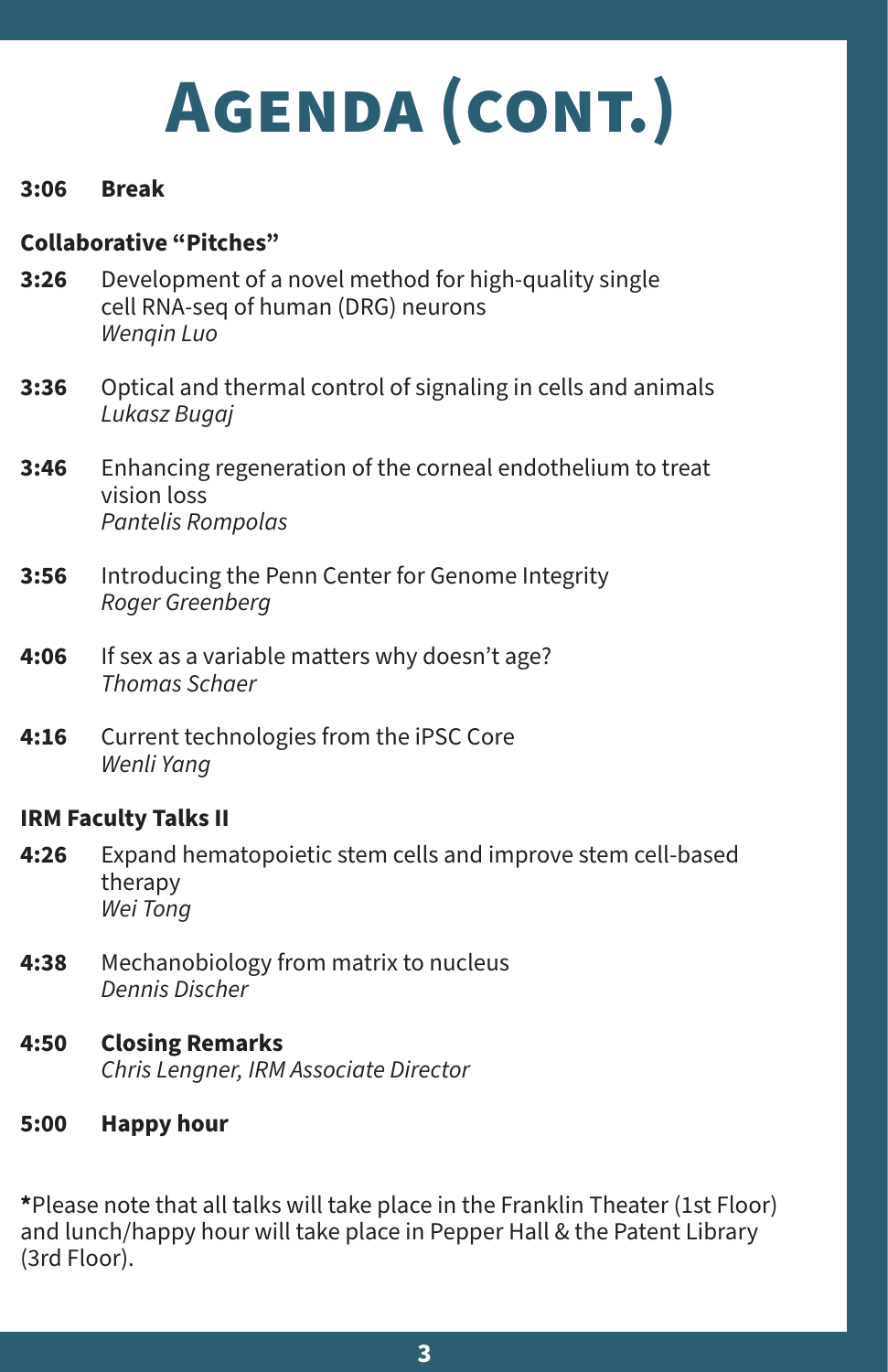# Agenda (cont.)

**3:06** **Break**

**Collaborative "Pitches"**

**3:26** Development of a novel method for high-quality single cell RNA-seq of human (DRG) neurons
*Wenqin Luo*

**3:36** Optical and thermal control of signaling in cells and animals
*Lukasz Bugaj*

**3:46** Enhancing regeneration of the corneal endothelium to treat vision loss
*Pantelis Rompolas*

**3:56** Introducing the Penn Center for Genome Integrity
*Roger Greenberg*

**4:06** If sex as a variable matters why doesn't age?
*Thomas Schaer*

**4:16** Current technologies from the iPSC Core
*Wenli Yang*

**IRM Faculty Talks II**

**4:26** Expand hematopoietic stem cells and improve stem cell-based therapy
*Wei Tong*

**4:38** Mechanobiology from matrix to nucleus
*Dennis Discher*

**4:50** **Closing Remarks**
*Chris Lengner, IRM Associate Director*

**5:00** **Happy hour**

*Please note that all talks will take place in the Franklin Theater (1st Floor) and lunch/happy hour will take place in Pepper Hall & the Patent Library (3rd Floor).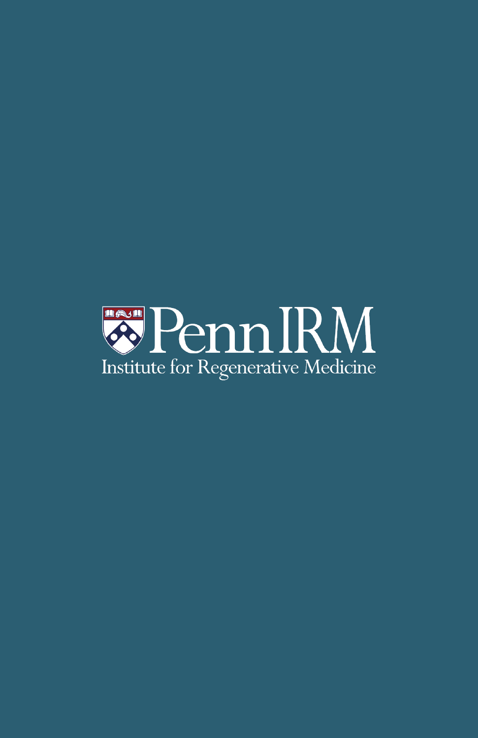Penn IRM

Institute for Regenerative Medicine